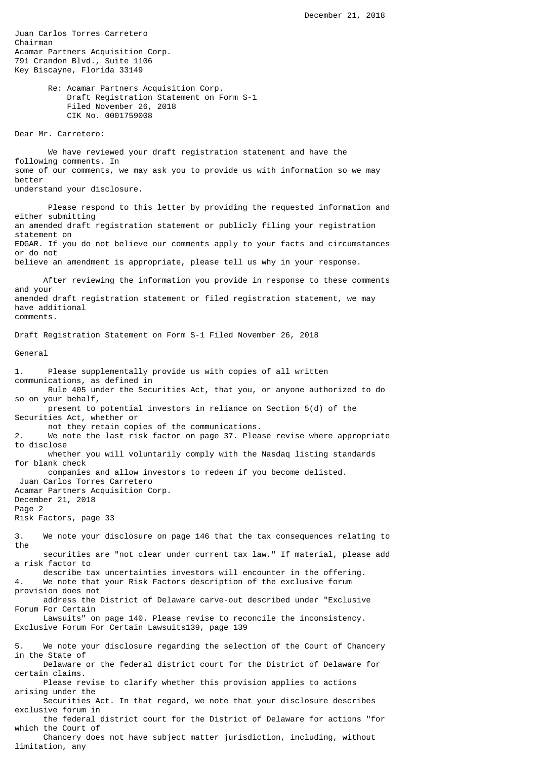December 21, 2018

Juan Carlos Torres Carretero
Chairman
Acamar Partners Acquisition Corp.
791 Crandon Blvd., Suite 1106
Key Biscayne, Florida 33149

Re: Acamar Partners Acquisition Corp.
Draft Registration Statement on Form S-1
Filed November 26, 2018
CIK No. 0001759008

Dear Mr. Carretero:

We have reviewed your draft registration statement and have the following comments. In some of our comments, we may ask you to provide us with information so we may better understand your disclosure.

Please respond to this letter by providing the requested information and either submitting an amended draft registration statement or publicly filing your registration statement on EDGAR. If you do not believe our comments apply to your facts and circumstances or do not believe an amendment is appropriate, please tell us why in your response.

After reviewing the information you provide in response to these comments and your amended draft registration statement or filed registration statement, we may have additional comments.

Draft Registration Statement on Form S-1 Filed November 26, 2018

General

1. Please supplementally provide us with copies of all written communications, as defined in Rule 405 under the Securities Act, that you, or anyone authorized to do so on your behalf, present to potential investors in reliance on Section 5(d) of the Securities Act, whether or not they retain copies of the communications.
2. We note the last risk factor on page 37. Please revise where appropriate to disclose whether you will voluntarily comply with the Nasdaq listing standards for blank check companies and allow investors to redeem if you become delisted.

Risk Factors, page 33

3. We note your disclosure on page 146 that the tax consequences relating to the securities are "not clear under current tax law." If material, please add a risk factor to describe tax uncertainties investors will encounter in the offering.
4. We note that your Risk Factors description of the exclusive forum provision does not address the District of Delaware carve-out described under "Exclusive Forum For Certain Lawsuits" on page 140. Please revise to reconcile the inconsistency.

Exclusive Forum For Certain Lawsuits139, page 139

5. We note your disclosure regarding the selection of the Court of Chancery in the State of Delaware or the federal district court for the District of Delaware for certain claims. Please revise to clarify whether this provision applies to actions arising under the Securities Act. In that regard, we note that your disclosure describes exclusive forum in the federal district court for the District of Delaware for actions "for which the Court of Chancery does not have subject matter jurisdiction, including, without limitation, any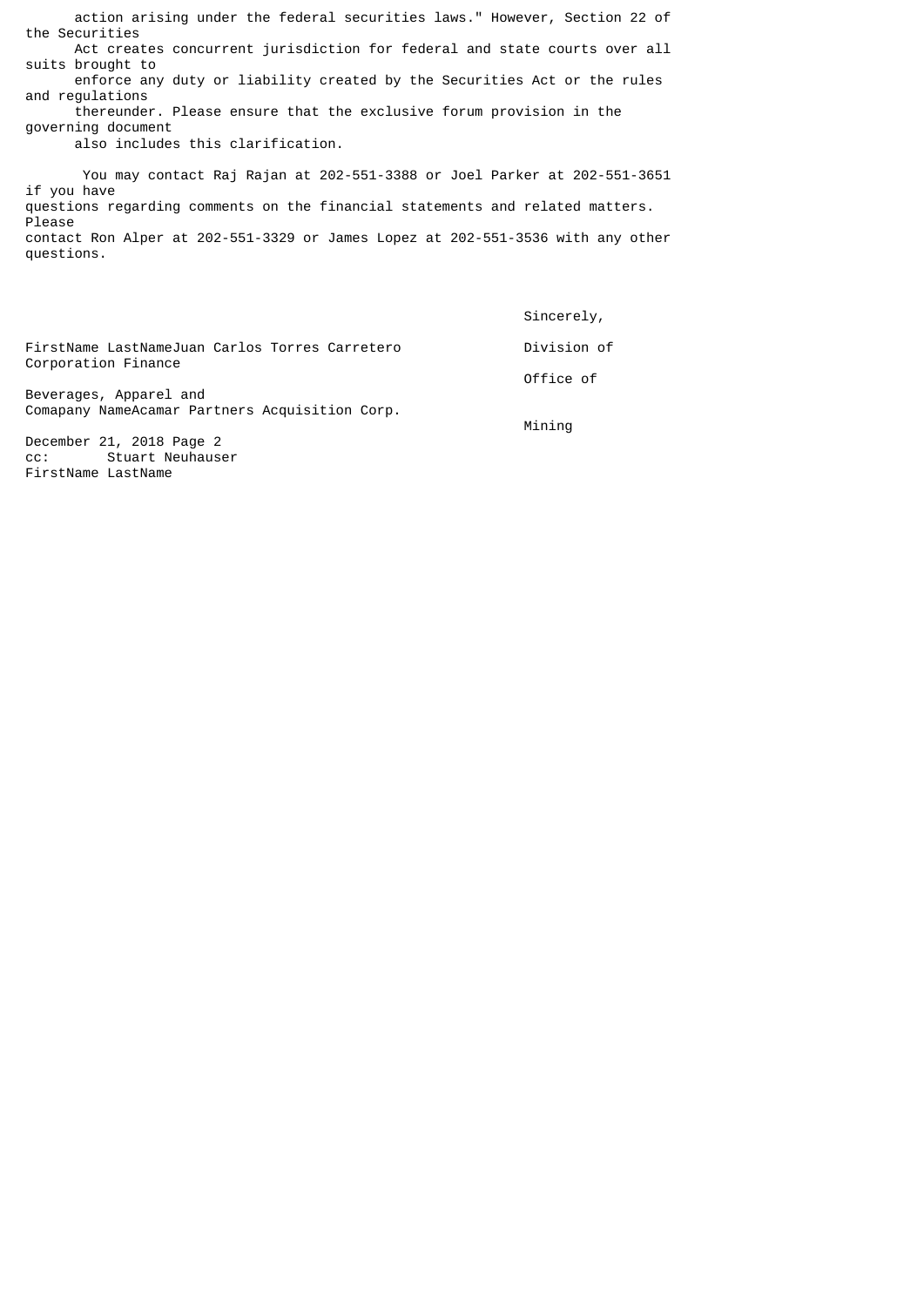action arising under the federal securities laws." However, Section 22 of the Securities Act creates concurrent jurisdiction for federal and state courts over all suits brought to enforce any duty or liability created by the Securities Act or the rules and regulations thereunder. Please ensure that the exclusive forum provision in the governing document also includes this clarification.

You may contact Raj Rajan at 202-551-3388 or Joel Parker at 202-551-3651 if you have questions regarding comments on the financial statements and related matters. Please contact Ron Alper at 202-551-3329 or James Lopez at 202-551-3536 with any other questions.

Sincerely,

FirstName LastNameJuan Carlos Torres Carretero

Division of Corporation Finance

Office of Beverages, Apparel and Mining

Comapany NameAcamar Partners Acquisition Corp.

December 21, 2018 Page 2

cc: Stuart Neuhauser

FirstName LastName